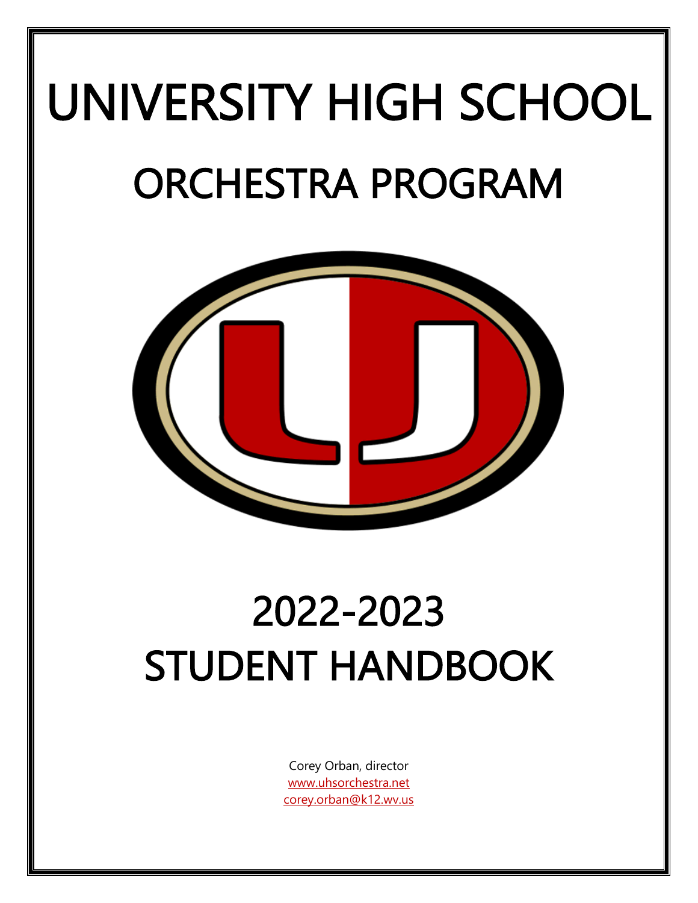# UNIVERSITY HIGH SCHOOL

# ORCHESTRA PROGRAM

# 2022-2023

# STUDENT HANDBOOK

Corey Orban, director
www.uhsorchestra.net
corey.orban@k12.wv.us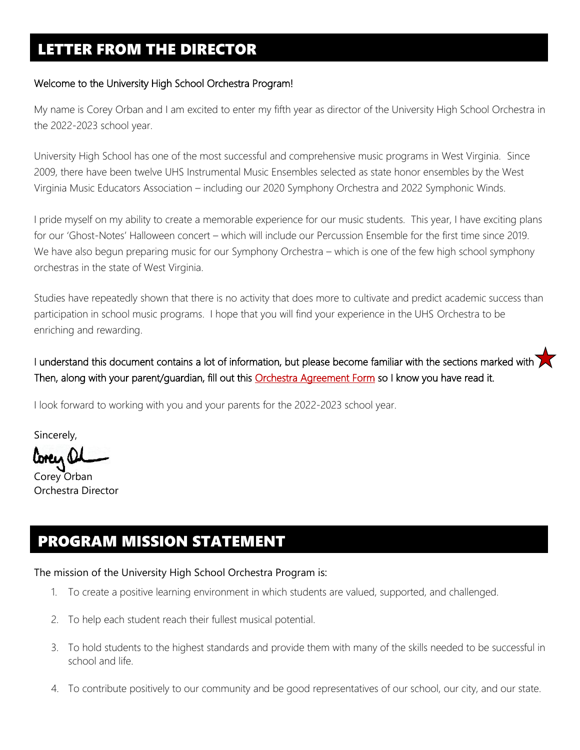## LETTER FROM THE DIRECTOR

Welcome to the University High School Orchestra Program!

My name is Corey Orban and I am excited to enter my fifth year as director of the University High School Orchestra in the 2022-2023 school year.

University High School has one of the most successful and comprehensive music programs in West Virginia. Since 2009, there have been twelve UHS Instrumental Music Ensembles selected as state honor ensembles by the West Virginia Music Educators Association – including our 2020 Symphony Orchestra and 2022 Symphonic Winds.

I pride myself on my ability to create a memorable experience for our music students. This year, I have exciting plans for our 'Ghost-Notes' Halloween concert – which will include our Percussion Ensemble for the first time since 2019. We have also begun preparing music for our Symphony Orchestra – which is one of the few high school symphony orchestras in the state of West Virginia.

Studies have repeatedly shown that there is no activity that does more to cultivate and predict academic success than participation in school music programs. I hope that you will find your experience in the UHS Orchestra to be enriching and rewarding.

I understand this document contains a lot of information, but please become familiar with the sections marked with ★ Then, along with your parent/guardian, fill out this Orchestra Agreement Form so I know you have read it.

I look forward to working with you and your parents for the 2022-2023 school year.

Sincerely,

Corey Orban
Orchestra Director

## PROGRAM MISSION STATEMENT

The mission of the University High School Orchestra Program is:

1. To create a positive learning environment in which students are valued, supported, and challenged.
2. To help each student reach their fullest musical potential.
3. To hold students to the highest standards and provide them with many of the skills needed to be successful in school and life.
4. To contribute positively to our community and be good representatives of our school, our city, and our state.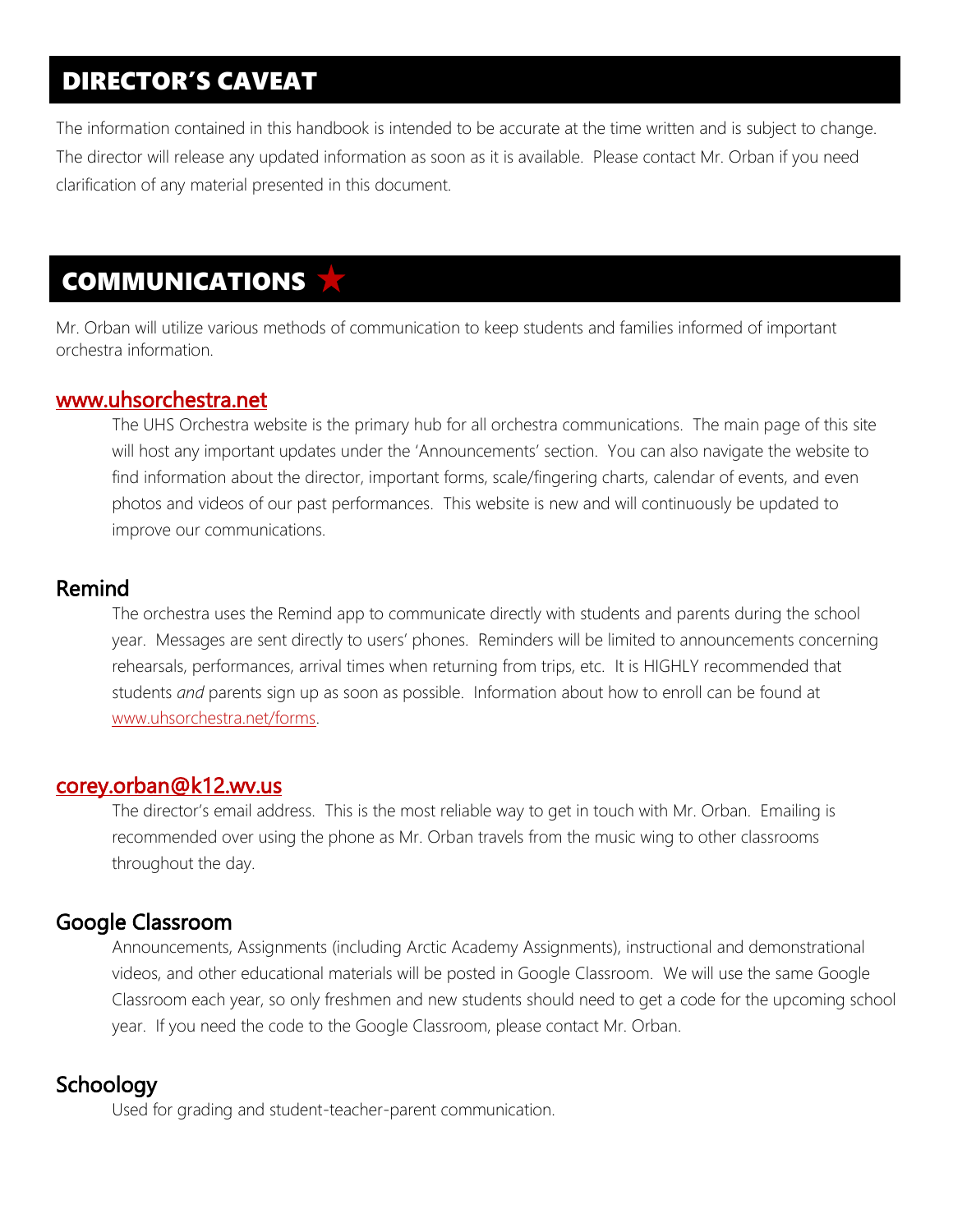## DIRECTOR'S CAVEAT

The information contained in this handbook is intended to be accurate at the time written and is subject to change. The director will release any updated information as soon as it is available. Please contact Mr. Orban if you need clarification of any material presented in this document.

## COMMUNICATIONS ★

Mr. Orban will utilize various methods of communication to keep students and families informed of important orchestra information.

### www.uhsorchestra.net

The UHS Orchestra website is the primary hub for all orchestra communications. The main page of this site will host any important updates under the 'Announcements' section. You can also navigate the website to find information about the director, important forms, scale/fingering charts, calendar of events, and even photos and videos of our past performances. This website is new and will continuously be updated to improve our communications.

### Remind

The orchestra uses the Remind app to communicate directly with students and parents during the school year. Messages are sent directly to users' phones. Reminders will be limited to announcements concerning rehearsals, performances, arrival times when returning from trips, etc. It is HIGHLY recommended that students *and* parents sign up as soon as possible. Information about how to enroll can be found at www.uhsorchestra.net/forms.

### corey.orban@k12.wv.us

The director's email address. This is the most reliable way to get in touch with Mr. Orban. Emailing is recommended over using the phone as Mr. Orban travels from the music wing to other classrooms throughout the day.

### Google Classroom

Announcements, Assignments (including Arctic Academy Assignments), instructional and demonstrational videos, and other educational materials will be posted in Google Classroom. We will use the same Google Classroom each year, so only freshmen and new students should need to get a code for the upcoming school year. If you need the code to the Google Classroom, please contact Mr. Orban.

### Schoology

Used for grading and student-teacher-parent communication.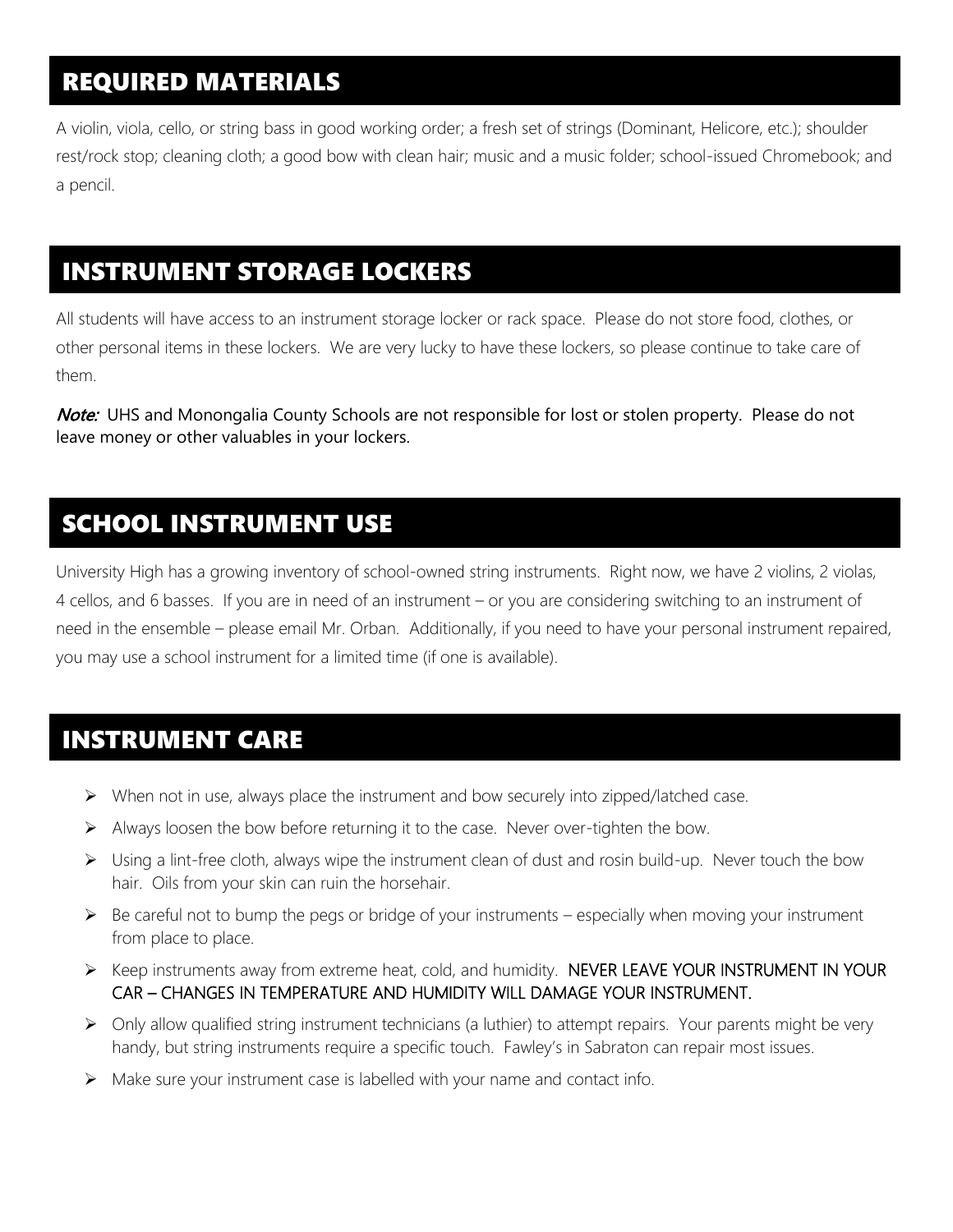## REQUIRED MATERIALS

A violin, viola, cello, or string bass in good working order; a fresh set of strings (Dominant, Helicore, etc.); shoulder rest/rock stop; cleaning cloth; a good bow with clean hair; music and a music folder; school-issued Chromebook; and a pencil.

## INSTRUMENT STORAGE LOCKERS

All students will have access to an instrument storage locker or rack space. Please do not store food, clothes, or other personal items in these lockers. We are very lucky to have these lockers, so please continue to take care of them.

***Note:*** UHS and Monongalia County Schools are not responsible for lost or stolen property. Please do not leave money or other valuables in your lockers.

## SCHOOL INSTRUMENT USE

University High has a growing inventory of school-owned string instruments. Right now, we have 2 violins, 2 violas, 4 cellos, and 6 basses. If you are in need of an instrument – or you are considering switching to an instrument of need in the ensemble – please email Mr. Orban. Additionally, if you need to have your personal instrument repaired, you may use a school instrument for a limited time (if one is available).

## INSTRUMENT CARE

- When not in use, always place the instrument and bow securely into zipped/latched case.
- Always loosen the bow before returning it to the case. Never over-tighten the bow.
- Using a lint-free cloth, always wipe the instrument clean of dust and rosin build-up. Never touch the bow hair. Oils from your skin can ruin the horsehair.
- Be careful not to bump the pegs or bridge of your instruments – especially when moving your instrument from place to place.
- Keep instruments away from extreme heat, cold, and humidity. NEVER LEAVE YOUR INSTRUMENT IN YOUR CAR – CHANGES IN TEMPERATURE AND HUMIDITY WILL DAMAGE YOUR INSTRUMENT.
- Only allow qualified string instrument technicians (a luthier) to attempt repairs. Your parents might be very handy, but string instruments require a specific touch. Fawley's in Sabraton can repair most issues.
- Make sure your instrument case is labelled with your name and contact info.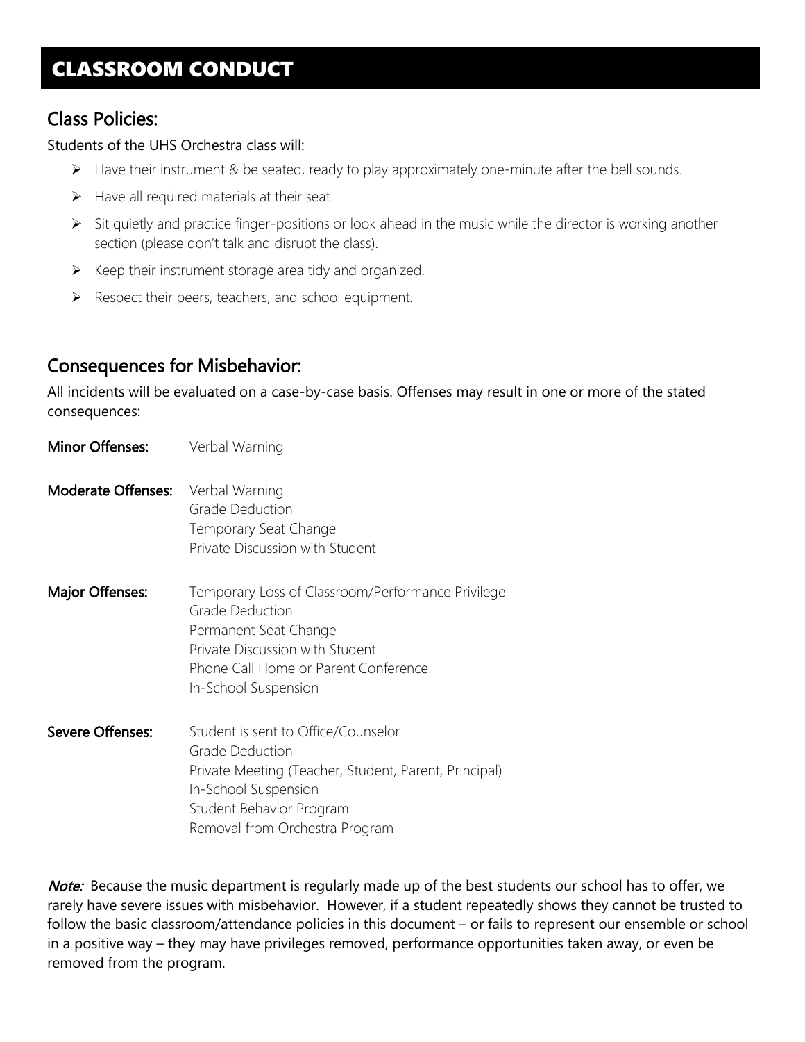# CLASSROOM CONDUCT

## Class Policies:

Students of the UHS Orchestra class will:

- Have their instrument & be seated, ready to play approximately one-minute after the bell sounds.
- Have all required materials at their seat.
- Sit quietly and practice finger-positions or look ahead in the music while the director is working another section (please don't talk and disrupt the class).
- Keep their instrument storage area tidy and organized.
- Respect their peers, teachers, and school equipment.

## Consequences for Misbehavior:

All incidents will be evaluated on a case-by-case basis. Offenses may result in one or more of the stated consequences:

**Minor Offenses:**
Verbal Warning

**Moderate Offenses:**
Verbal Warning
Grade Deduction
Temporary Seat Change
Private Discussion with Student

**Major Offenses:**
Temporary Loss of Classroom/Performance Privilege
Grade Deduction
Permanent Seat Change
Private Discussion with Student
Phone Call Home or Parent Conference
In-School Suspension

**Severe Offenses:**
Student is sent to Office/Counselor
Grade Deduction
Private Meeting (Teacher, Student, Parent, Principal)
In-School Suspension
Student Behavior Program
Removal from Orchestra Program

***Note:*** Because the music department is regularly made up of the best students our school has to offer, we rarely have severe issues with misbehavior. However, if a student repeatedly shows they cannot be trusted to follow the basic classroom/attendance policies in this document – or fails to represent our ensemble or school in a positive way – they may have privileges removed, performance opportunities taken away, or even be removed from the program.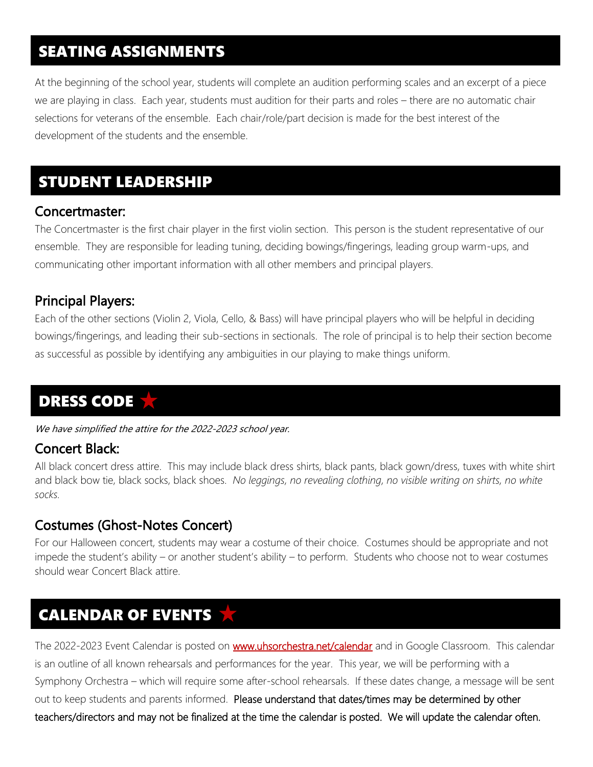## SEATING ASSIGNMENTS

At the beginning of the school year, students will complete an audition performing scales and an excerpt of a piece we are playing in class. Each year, students must audition for their parts and roles – there are no automatic chair selections for veterans of the ensemble. Each chair/role/part decision is made for the best interest of the development of the students and the ensemble.

## STUDENT LEADERSHIP

### Concertmaster:

The Concertmaster is the first chair player in the first violin section. This person is the student representative of our ensemble. They are responsible for leading tuning, deciding bowings/fingerings, leading group warm-ups, and communicating other important information with all other members and principal players.

### Principal Players:

Each of the other sections (Violin 2, Viola, Cello, & Bass) will have principal players who will be helpful in deciding bowings/fingerings, and leading their sub-sections in sectionals. The role of principal is to help their section become as successful as possible by identifying any ambiguities in our playing to make things uniform.

## DRESS CODE ★

*We have simplified the attire for the 2022-2023 school year.*

### Concert Black:

All black concert dress attire. This may include black dress shirts, black pants, black gown/dress, tuxes with white shirt and black bow tie, black socks, black shoes. *No leggings, no revealing clothing, no visible writing on shirts, no white socks.*

### Costumes (Ghost-Notes Concert)

For our Halloween concert, students may wear a costume of their choice. Costumes should be appropriate and not impede the student's ability – or another student's ability – to perform. Students who choose not to wear costumes should wear Concert Black attire.

## CALENDAR OF EVENTS ★

The 2022-2023 Event Calendar is posted on [www.uhsorchestra.net/calendar](http://www.uhsorchestra.net/calendar) and in Google Classroom. This calendar is an outline of all known rehearsals and performances for the year. This year, we will be performing with a Symphony Orchestra – which will require some after-school rehearsals. If these dates change, a message will be sent out to keep students and parents informed. Please understand that dates/times may be determined by other teachers/directors and may not be finalized at the time the calendar is posted. We will update the calendar often.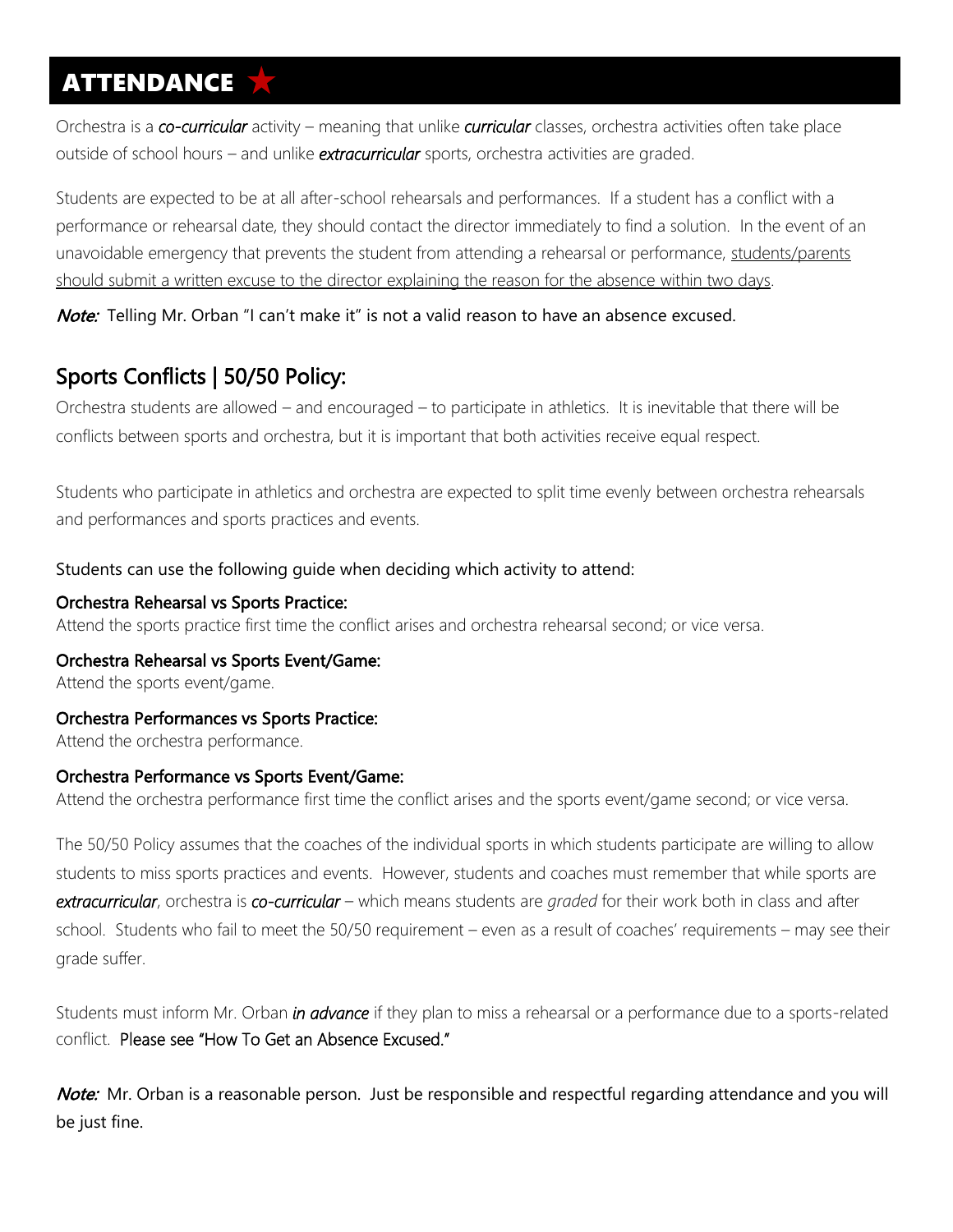# ATTENDANCE ★

Orchestra is a ***co-curricular*** activity – meaning that unlike ***curricular*** classes, orchestra activities often take place outside of school hours – and unlike ***extracurricular*** sports, orchestra activities are graded.

Students are expected to be at all after-school rehearsals and performances. If a student has a conflict with a performance or rehearsal date, they should contact the director immediately to find a solution. In the event of an unavoidable emergency that prevents the student from attending a rehearsal or performance, <u>students/parents should submit a written excuse to the director explaining the reason for the absence within two days</u>.

***Note:*** Telling Mr. Orban "I can't make it" is not a valid reason to have an absence excused.

## Sports Conflicts | 50/50 Policy:

Orchestra students are allowed – and encouraged – to participate in athletics. It is inevitable that there will be conflicts between sports and orchestra, but it is important that both activities receive equal respect.

Students who participate in athletics and orchestra are expected to split time evenly between orchestra rehearsals and performances and sports practices and events.

Students can use the following guide when deciding which activity to attend:

**Orchestra Rehearsal vs Sports Practice:**
Attend the sports practice first time the conflict arises and orchestra rehearsal second; or vice versa.

**Orchestra Rehearsal vs Sports Event/Game:**
Attend the sports event/game.

**Orchestra Performances vs Sports Practice:**
Attend the orchestra performance.

**Orchestra Performance vs Sports Event/Game:**
Attend the orchestra performance first time the conflict arises and the sports event/game second; or vice versa.

The 50/50 Policy assumes that the coaches of the individual sports in which students participate are willing to allow students to miss sports practices and events. However, students and coaches must remember that while sports are ***extracurricular***, orchestra is ***co-curricular*** – which means students are *graded* for their work both in class and after school. Students who fail to meet the 50/50 requirement – even as a result of coaches' requirements – may see their grade suffer.

Students must inform Mr. Orban ***in advance*** if they plan to miss a rehearsal or a performance due to a sports-related conflict. Please see "How To Get an Absence Excused."

***Note:*** Mr. Orban is a reasonable person. Just be responsible and respectful regarding attendance and you will be just fine.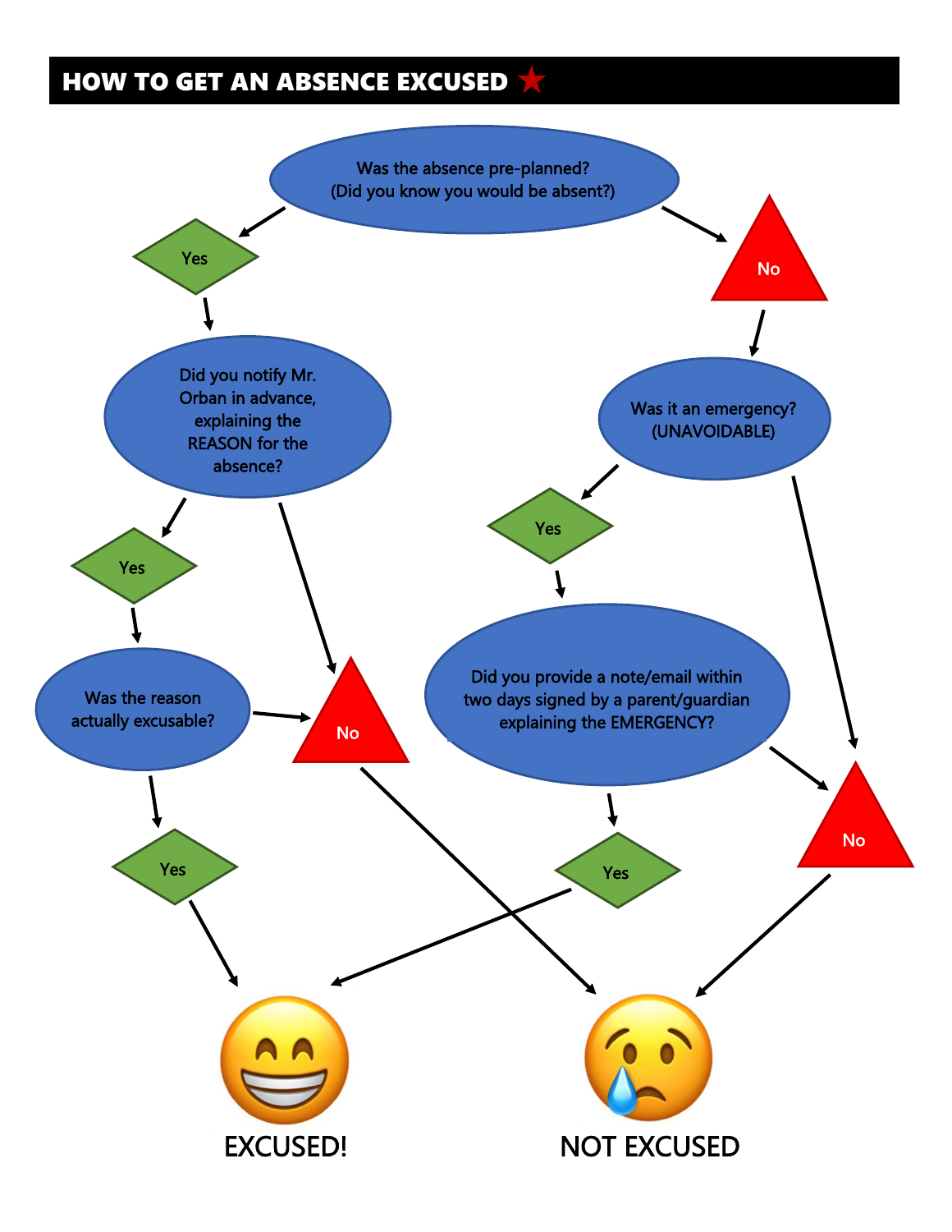## HOW TO GET AN ABSENCE EXCUSED ★

**Was the absence pre-planned? (Did you know you would be absent?)**

- **Yes** → **Did you notify Mr. Orban in advance, explaining the REASON for the absence?**
  - **Yes** → **Was the reason actually excusable?**
    - **Yes** → EXCUSED!
    - **No** → NOT EXCUSED
  - **No** → NOT EXCUSED
- **No** → **Was it an emergency? (UNAVOIDABLE)**
  - **Yes** → **Did you provide a note/email within two days signed by a parent/guardian explaining the EMERGENCY?**
    - **Yes** → EXCUSED!
    - **No** → NOT EXCUSED
  - **No** → NOT EXCUSED

EXCUSED!

NOT EXCUSED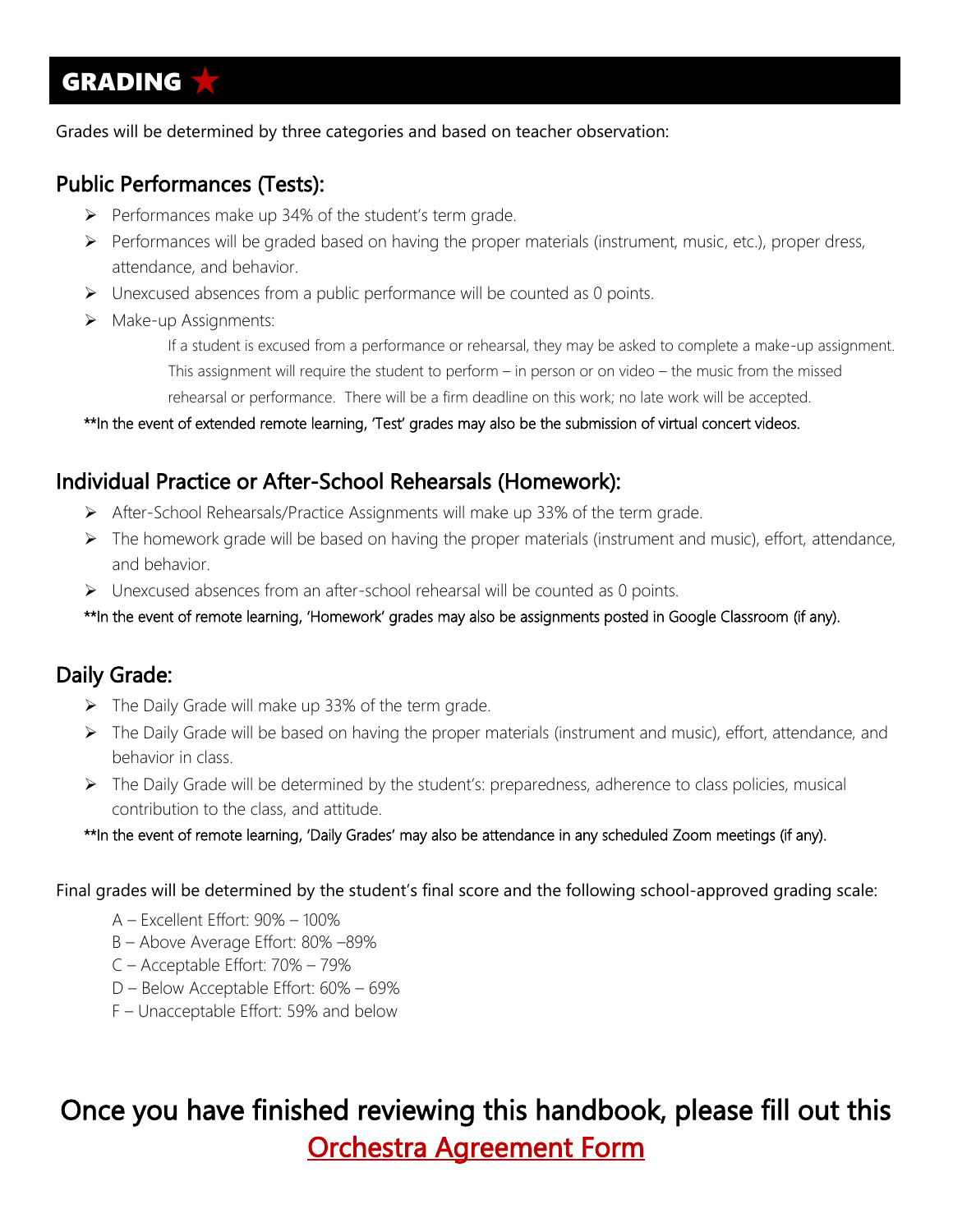# GRADING ★

Grades will be determined by three categories and based on teacher observation:

## Public Performances (Tests):

- Performances make up 34% of the student's term grade.
- Performances will be graded based on having the proper materials (instrument, music, etc.), proper dress, attendance, and behavior.
- Unexcused absences from a public performance will be counted as 0 points.
- Make-up Assignments:

  If a student is excused from a performance or rehearsal, they may be asked to complete a make-up assignment. This assignment will require the student to perform – in person or on video – the music from the missed rehearsal or performance. There will be a firm deadline on this work; no late work will be accepted.

**In the event of extended remote learning, 'Test' grades may also be the submission of virtual concert videos.

## Individual Practice or After-School Rehearsals (Homework):

- After-School Rehearsals/Practice Assignments will make up 33% of the term grade.
- The homework grade will be based on having the proper materials (instrument and music), effort, attendance, and behavior.
- Unexcused absences from an after-school rehearsal will be counted as 0 points.

**In the event of remote learning, 'Homework' grades may also be assignments posted in Google Classroom (if any).

## Daily Grade:

- The Daily Grade will make up 33% of the term grade.
- The Daily Grade will be based on having the proper materials (instrument and music), effort, attendance, and behavior in class.
- The Daily Grade will be determined by the student's: preparedness, adherence to class policies, musical contribution to the class, and attitude.

**In the event of remote learning, 'Daily Grades' may also be attendance in any scheduled Zoom meetings (if any).

Final grades will be determined by the student's final score and the following school-approved grading scale:

A – Excellent Effort: 90% – 100%
B – Above Average Effort: 80% –89%
C – Acceptable Effort: 70% – 79%
D – Below Acceptable Effort: 60% – 69%
F – Unacceptable Effort: 59% and below

## Once you have finished reviewing this handbook, please fill out this Orchestra Agreement Form